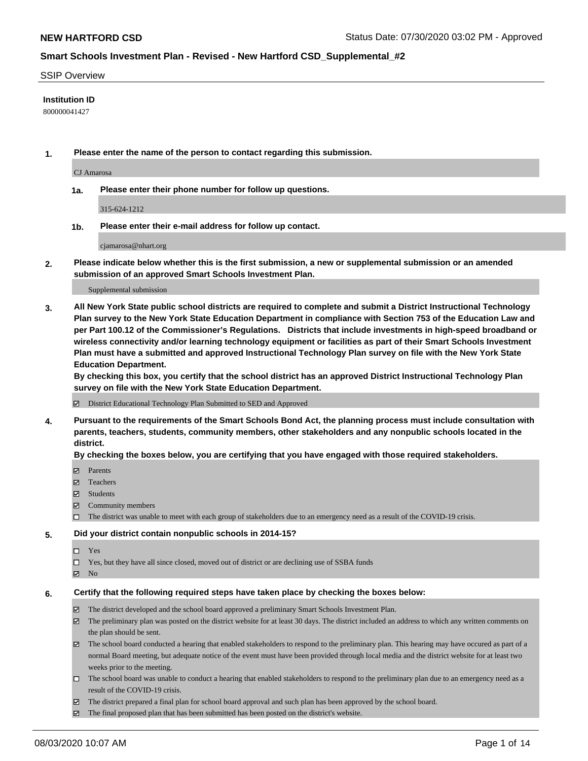**NEW HARTFORD CSD** Status Date: 07/30/2020 03:02 PM - Approved

**Smart Schools Investment Plan - Revised - New Hartford CSD_Supplemental_#2**

SSIP Overview

**Institution ID**

800000041427

**1. Please enter the name of the person to contact regarding this submission.**

CJ Amarosa

**1a. Please enter their phone number for follow up questions.**

315-624-1212

**1b. Please enter their e-mail address for follow up contact.**

cjamarosa@nhart.org

**2. Please indicate below whether this is the first submission, a new or supplemental submission or an amended submission of an approved Smart Schools Investment Plan.**

Supplemental submission

**3. All New York State public school districts are required to complete and submit a District Instructional Technology Plan survey to the New York State Education Department in compliance with Section 753 of the Education Law and per Part 100.12 of the Commissioner's Regulations. Districts that include investments in high-speed broadband or wireless connectivity and/or learning technology equipment or facilities as part of their Smart Schools Investment Plan must have a submitted and approved Instructional Technology Plan survey on file with the New York State Education Department.**

**By checking this box, you certify that the school district has an approved District Instructional Technology Plan survey on file with the New York State Education Department.**

- ☑ District Educational Technology Plan Submitted to SED and Approved

**4. Pursuant to the requirements of the Smart Schools Bond Act, the planning process must include consultation with parents, teachers, students, community members, other stakeholders and any nonpublic schools located in the district.**

**By checking the boxes below, you are certifying that you have engaged with those required stakeholders.**

- ☑ Parents
- ☑ Teachers
- ☑ Students
- ☑ Community members
- ☐ The district was unable to meet with each group of stakeholders due to an emergency need as a result of the COVID-19 crisis.

**5. Did your district contain nonpublic schools in 2014-15?**

- ☐ Yes
- ☐ Yes, but they have all since closed, moved out of district or are declining use of SSBA funds
- ☑ No

**6. Certify that the following required steps have taken place by checking the boxes below:**

- ☑ The district developed and the school board approved a preliminary Smart Schools Investment Plan.
- ☑ The preliminary plan was posted on the district website for at least 30 days. The district included an address to which any written comments on the plan should be sent.
- ☑ The school board conducted a hearing that enabled stakeholders to respond to the preliminary plan. This hearing may have occured as part of a normal Board meeting, but adequate notice of the event must have been provided through local media and the district website for at least two weeks prior to the meeting.
- ☐ The school board was unable to conduct a hearing that enabled stakeholders to respond to the preliminary plan due to an emergency need as a result of the COVID-19 crisis.
- ☑ The district prepared a final plan for school board approval and such plan has been approved by the school board.
- ☑ The final proposed plan that has been submitted has been posted on the district's website.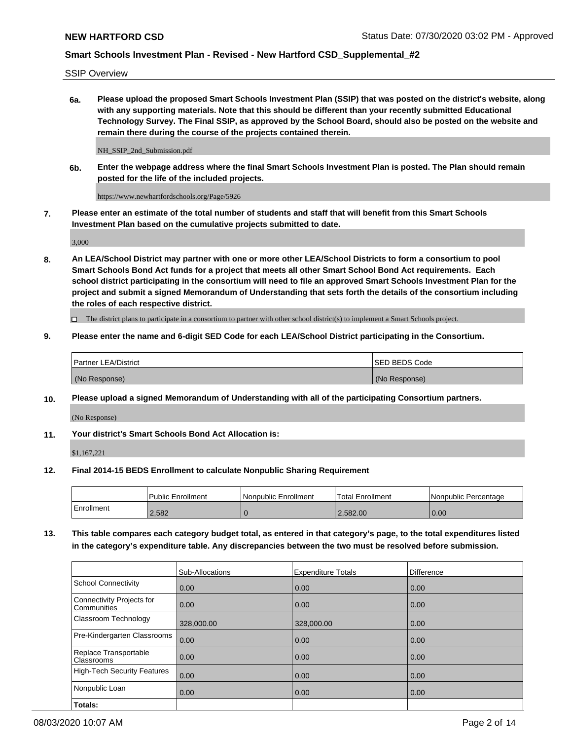SSIP Overview

**6a. Please upload the proposed Smart Schools Investment Plan (SSIP) that was posted on the district's website, along with any supporting materials. Note that this should be different than your recently submitted Educational Technology Survey. The Final SSIP, as approved by the School Board, should also be posted on the website and remain there during the course of the projects contained therein.**

NH_SSIP_2nd_Submission.pdf

**6b. Enter the webpage address where the final Smart Schools Investment Plan is posted. The Plan should remain posted for the life of the included projects.**

https://www.newhartfordschools.org/Page/5926

**7. Please enter an estimate of the total number of students and staff that will benefit from this Smart Schools Investment Plan based on the cumulative projects submitted to date.**

3,000

**8. An LEA/School District may partner with one or more other LEA/School Districts to form a consortium to pool Smart Schools Bond Act funds for a project that meets all other Smart School Bond Act requirements. Each school district participating in the consortium will need to file an approved Smart Schools Investment Plan for the project and submit a signed Memorandum of Understanding that sets forth the details of the consortium including the roles of each respective district.**

☐ The district plans to participate in a consortium to partner with other school district(s) to implement a Smart Schools project.

**9. Please enter the name and 6-digit SED Code for each LEA/School District participating in the Consortium.**

| Partner LEA/District | SED BEDS Code |
|---|---|
| (No Response) | (No Response) |

**10. Please upload a signed Memorandum of Understanding with all of the participating Consortium partners.**

(No Response)

**11. Your district's Smart Schools Bond Act Allocation is:**

$1,167,221

**12. Final 2014-15 BEDS Enrollment to calculate Nonpublic Sharing Requirement**

| | Public Enrollment | Nonpublic Enrollment | Total Enrollment | Nonpublic Percentage |
|---|---|---|---|---|
| Enrollment | 2,582 | 0 | 2,582.00 | 0.00 |

**13. This table compares each category budget total, as entered in that category's page, to the total expenditures listed in the category's expenditure table. Any discrepancies between the two must be resolved before submission.**

| | Sub-Allocations | Expenditure Totals | Difference |
|---|---|---|---|
| School Connectivity | 0.00 | 0.00 | 0.00 |
| Connectivity Projects for Communities | 0.00 | 0.00 | 0.00 |
| Classroom Technology | 328,000.00 | 328,000.00 | 0.00 |
| Pre-Kindergarten Classrooms | 0.00 | 0.00 | 0.00 |
| Replace Transportable Classrooms | 0.00 | 0.00 | 0.00 |
| High-Tech Security Features | 0.00 | 0.00 | 0.00 |
| Nonpublic Loan | 0.00 | 0.00 | 0.00 |
| **Totals:** | | | |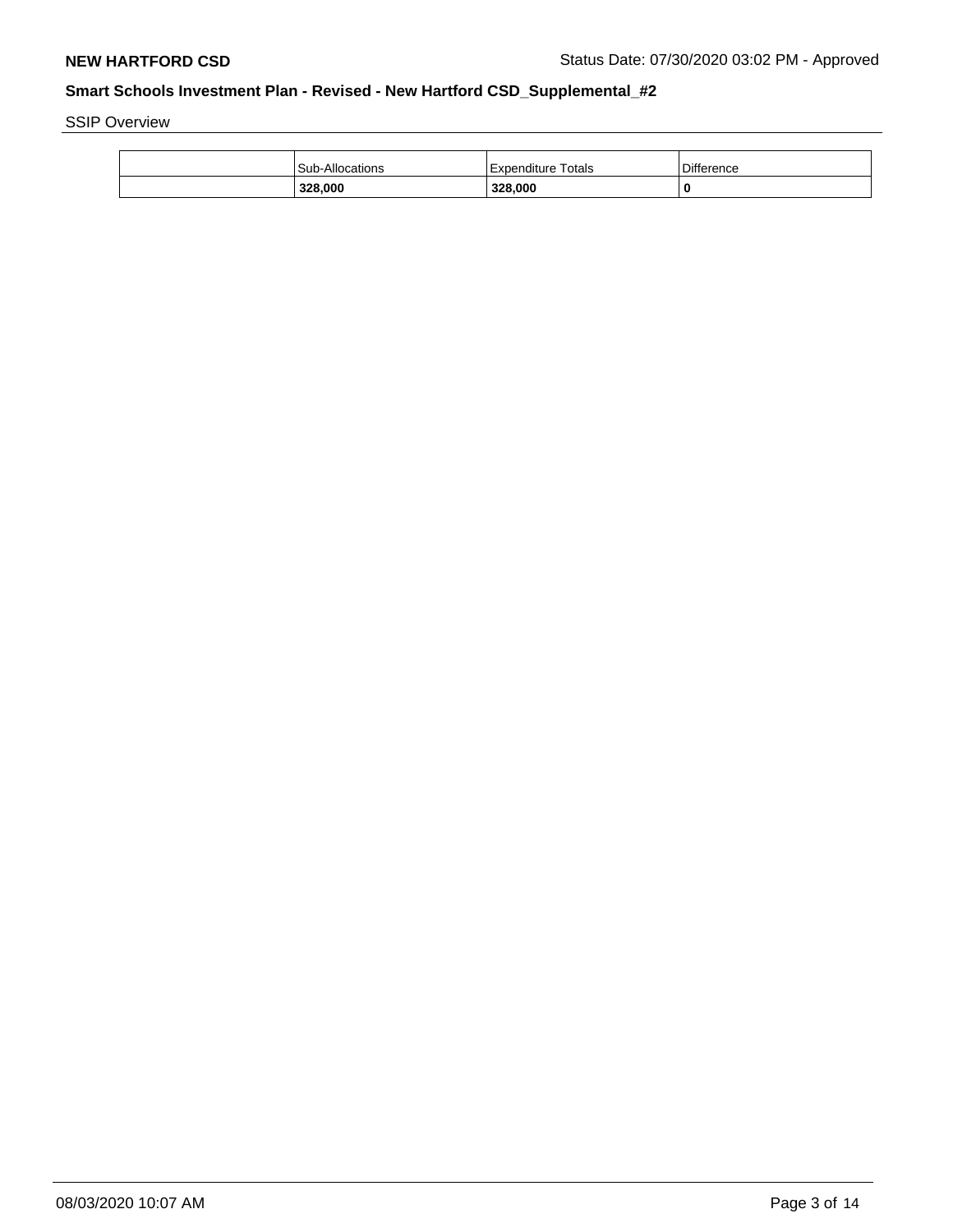SSIP Overview

| | Sub-Allocations | Expenditure Totals | Difference |
|---|---|---|---|
| | **328,000** | **328,000** | **0** |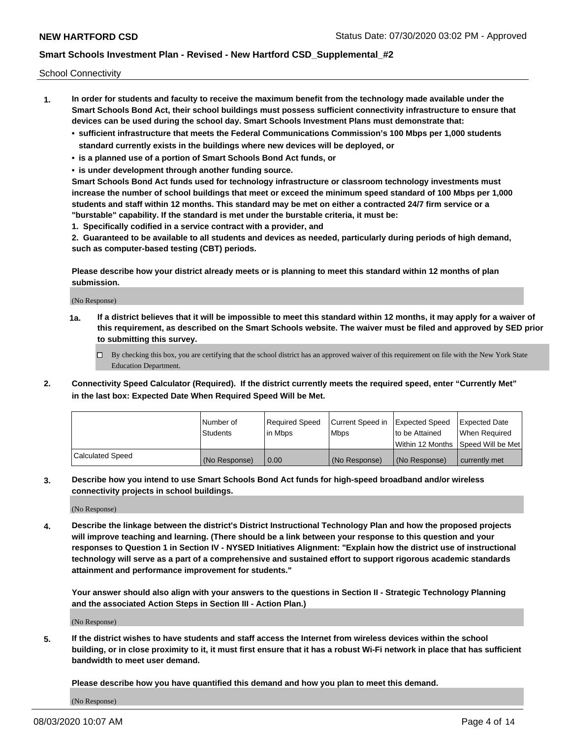School Connectivity

1. **In order for students and faculty to receive the maximum benefit from the technology made available under the Smart Schools Bond Act, their school buildings must possess sufficient connectivity infrastructure to ensure that devices can be used during the school day. Smart Schools Investment Plans must demonstrate that:**
   - **sufficient infrastructure that meets the Federal Communications Commission's 100 Mbps per 1,000 students standard currently exists in the buildings where new devices will be deployed, or**
   - **is a planned use of a portion of Smart Schools Bond Act funds, or**
   - **is under development through another funding source.**

   **Smart Schools Bond Act funds used for technology infrastructure or classroom technology investments must increase the number of school buildings that meet or exceed the minimum speed standard of 100 Mbps per 1,000 students and staff within 12 months. This standard may be met on either a contracted 24/7 firm service or a "burstable" capability. If the standard is met under the burstable criteria, it must be:**

   **1. Specifically codified in a service contract with a provider, and**

   **2. Guaranteed to be available to all students and devices as needed, particularly during periods of high demand, such as computer-based testing (CBT) periods.**

   **Please describe how your district already meets or is planning to meet this standard within 12 months of plan submission.**

   (No Response)

   **1a. If a district believes that it will be impossible to meet this standard within 12 months, it may apply for a waiver of this requirement, as described on the Smart Schools website. The waiver must be filed and approved by SED prior to submitting this survey.**

   ☐ By checking this box, you are certifying that the school district has an approved waiver of this requirement on file with the New York State Education Department.

2. **Connectivity Speed Calculator (Required). If the district currently meets the required speed, enter "Currently Met" in the last box: Expected Date When Required Speed Will be Met.**

| | Number of Students | Required Speed in Mbps | Current Speed in Mbps | Expected Speed to be Attained Within 12 Months | Expected Date When Required Speed Will be Met |
|---|---|---|---|---|---|
| Calculated Speed | (No Response) | 0.00 | (No Response) | (No Response) | currently met |

3. **Describe how you intend to use Smart Schools Bond Act funds for high-speed broadband and/or wireless connectivity projects in school buildings.**

   (No Response)

4. **Describe the linkage between the district's District Instructional Technology Plan and how the proposed projects will improve teaching and learning. (There should be a link between your response to this question and your responses to Question 1 in Section IV - NYSED Initiatives Alignment: "Explain how the district use of instructional technology will serve as a part of a comprehensive and sustained effort to support rigorous academic standards attainment and performance improvement for students."**

   **Your answer should also align with your answers to the questions in Section II - Strategic Technology Planning and the associated Action Steps in Section III - Action Plan.)**

   (No Response)

5. **If the district wishes to have students and staff access the Internet from wireless devices within the school building, or in close proximity to it, it must first ensure that it has a robust Wi-Fi network in place that has sufficient bandwidth to meet user demand.**

   **Please describe how you have quantified this demand and how you plan to meet this demand.**

   (No Response)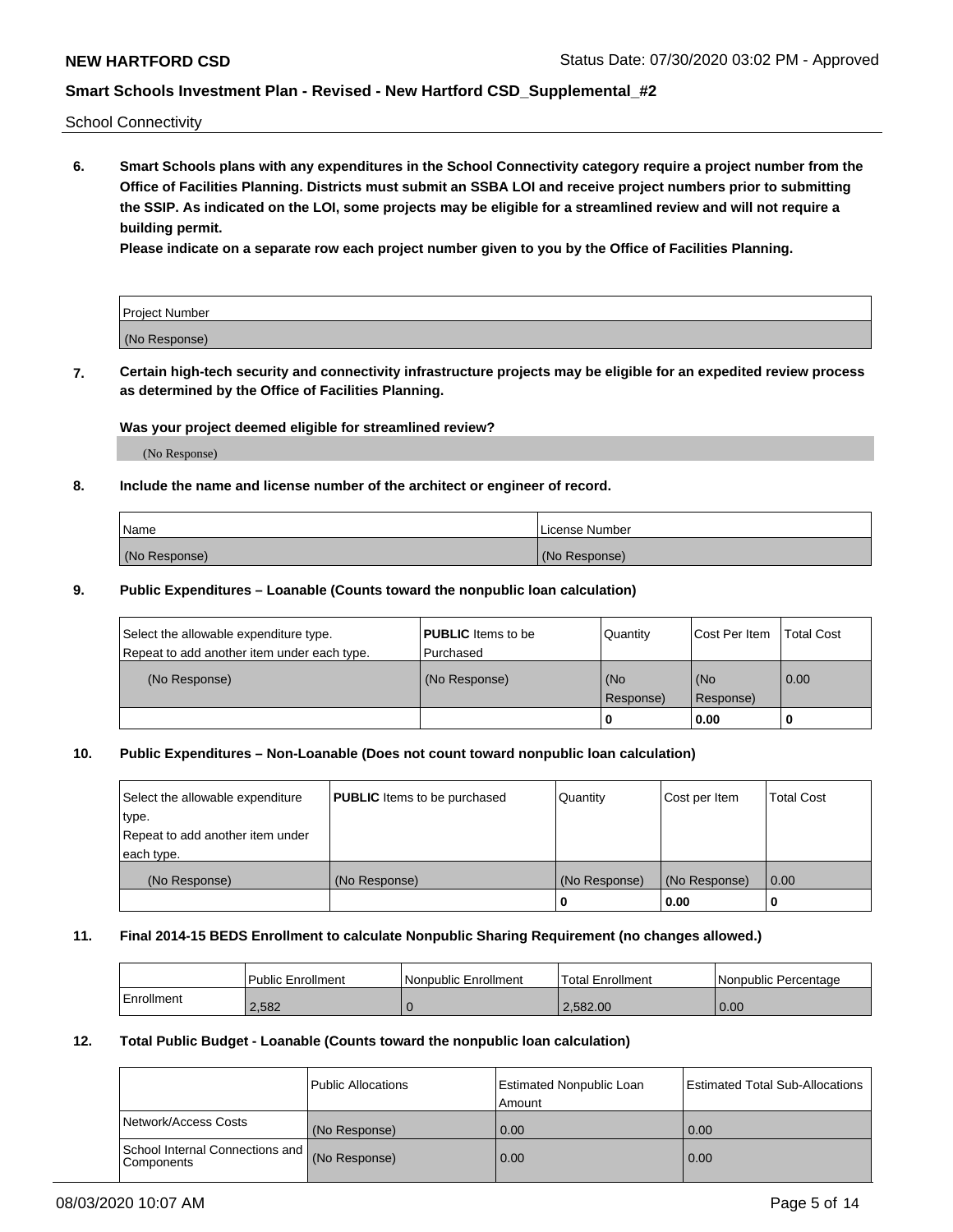School Connectivity

**6. Smart Schools plans with any expenditures in the School Connectivity category require a project number from the Office of Facilities Planning. Districts must submit an SSBA LOI and receive project numbers prior to submitting the SSIP. As indicated on the LOI, some projects may be eligible for a streamlined review and will not require a building permit.**

**Please indicate on a separate row each project number given to you by the Office of Facilities Planning.**

| Project Number |
| --- |
| (No Response) |

**7. Certain high-tech security and connectivity infrastructure projects may be eligible for an expedited review process as determined by the Office of Facilities Planning.**

**Was your project deemed eligible for streamlined review?**

(No Response)

**8. Include the name and license number of the architect or engineer of record.**

| Name | License Number |
| --- | --- |
| (No Response) | (No Response) |

**9. Public Expenditures – Loanable (Counts toward the nonpublic loan calculation)**

| Select the allowable expenditure type. Repeat to add another item under each type. | **PUBLIC** Items to be Purchased | Quantity | Cost Per Item | Total Cost |
| --- | --- | --- | --- | --- |
| (No Response) | (No Response) | (No Response) | (No Response) | 0.00 |
| | | 0 | 0.00 | 0 |

**10. Public Expenditures – Non-Loanable (Does not count toward nonpublic loan calculation)**

| Select the allowable expenditure type. Repeat to add another item under each type. | **PUBLIC** Items to be purchased | Quantity | Cost per Item | Total Cost |
| --- | --- | --- | --- | --- |
| (No Response) | (No Response) | (No Response) | (No Response) | 0.00 |
| | | 0 | 0.00 | 0 |

**11. Final 2014-15 BEDS Enrollment to calculate Nonpublic Sharing Requirement (no changes allowed.)**

| | Public Enrollment | Nonpublic Enrollment | Total Enrollment | Nonpublic Percentage |
| --- | --- | --- | --- | --- |
| Enrollment | 2,582 | 0 | 2,582.00 | 0.00 |

**12. Total Public Budget - Loanable (Counts toward the nonpublic loan calculation)**

| | Public Allocations | Estimated Nonpublic Loan Amount | Estimated Total Sub-Allocations |
| --- | --- | --- | --- |
| Network/Access Costs | (No Response) | 0.00 | 0.00 |
| School Internal Connections and Components | (No Response) | 0.00 | 0.00 |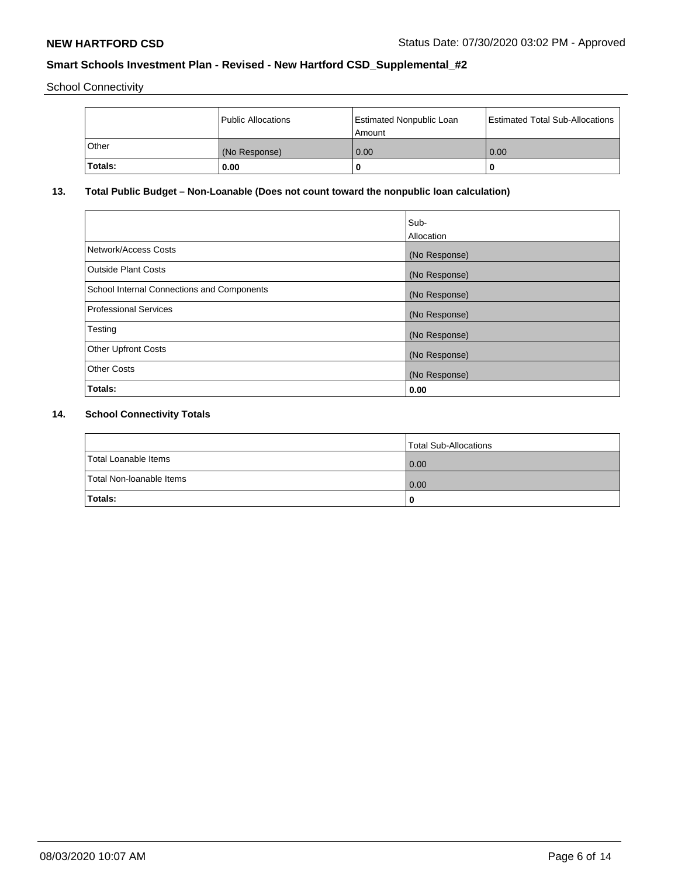School Connectivity

| | Public Allocations | Estimated Nonpublic Loan Amount | Estimated Total Sub-Allocations |
|---|---|---|---|
| Other | (No Response) | 0.00 | 0.00 |
| **Totals:** | **0.00** | **0** | **0** |

**13. Total Public Budget – Non-Loanable (Does not count toward the nonpublic loan calculation)**

| | Sub-Allocation |
|---|---|
| Network/Access Costs | (No Response) |
| Outside Plant Costs | (No Response) |
| School Internal Connections and Components | (No Response) |
| Professional Services | (No Response) |
| Testing | (No Response) |
| Other Upfront Costs | (No Response) |
| Other Costs | (No Response) |
| **Totals:** | **0.00** |

**14. School Connectivity Totals**

| | Total Sub-Allocations |
|---|---|
| Total Loanable Items | 0.00 |
| Total Non-loanable Items | 0.00 |
| **Totals:** | **0** |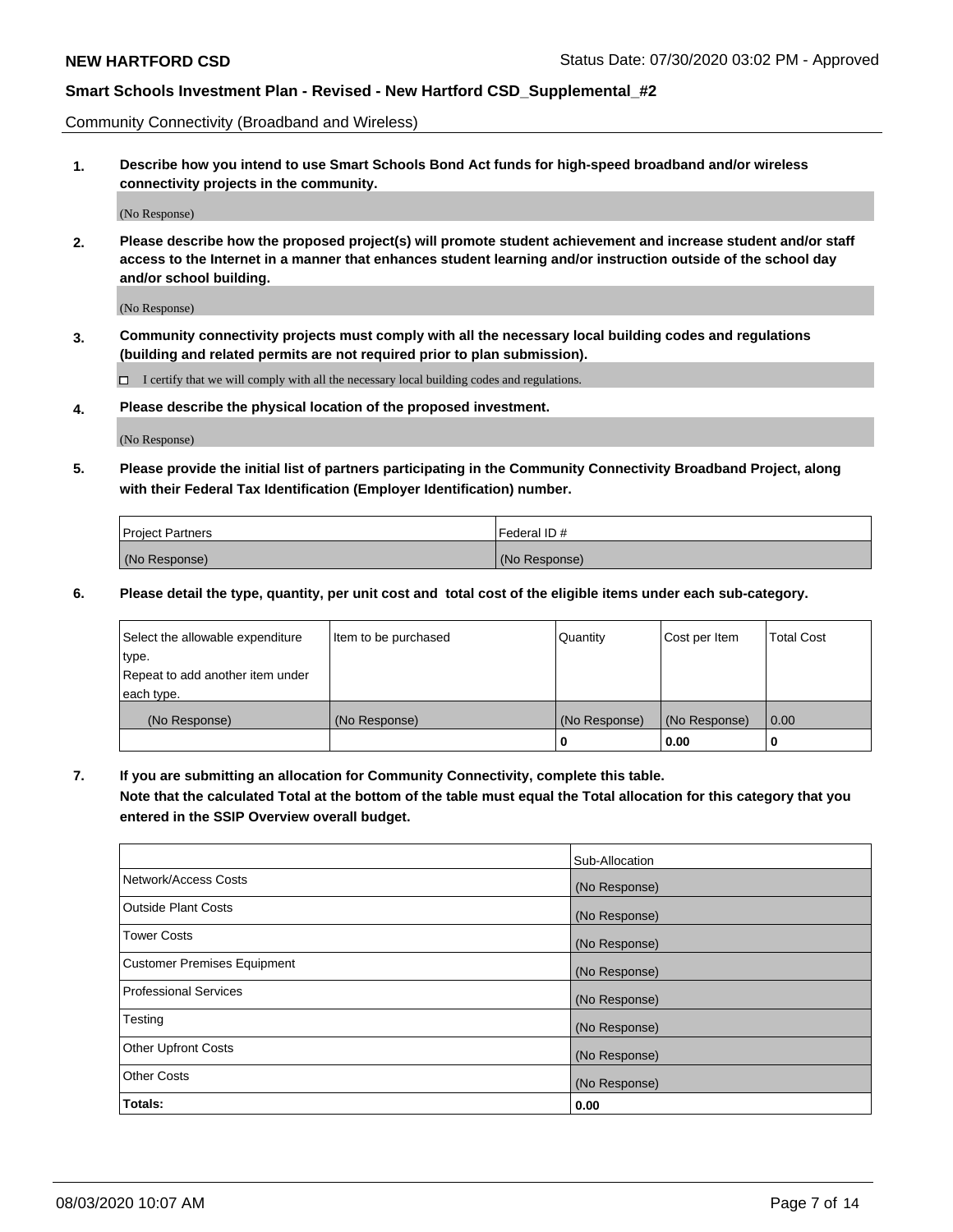**NEW HARTFORD CSD** Status Date: 07/30/2020 03:02 PM - Approved

**Smart Schools Investment Plan - Revised - New Hartford CSD_Supplemental_#2**

Community Connectivity (Broadband and Wireless)

**1. Describe how you intend to use Smart Schools Bond Act funds for high-speed broadband and/or wireless connectivity projects in the community.**

(No Response)

**2. Please describe how the proposed project(s) will promote student achievement and increase student and/or staff access to the Internet in a manner that enhances student learning and/or instruction outside of the school day and/or school building.**

(No Response)

**3. Community connectivity projects must comply with all the necessary local building codes and regulations (building and related permits are not required prior to plan submission).**

☐ I certify that we will comply with all the necessary local building codes and regulations.

**4. Please describe the physical location of the proposed investment.**

(No Response)

**5. Please provide the initial list of partners participating in the Community Connectivity Broadband Project, along with their Federal Tax Identification (Employer Identification) number.**

| Project Partners | Federal ID # |
|---|---|
| (No Response) | (No Response) |

**6. Please detail the type, quantity, per unit cost and total cost of the eligible items under each sub-category.**

| Select the allowable expenditure type. Repeat to add another item under each type. | Item to be purchased | Quantity | Cost per Item | Total Cost |
|---|---|---|---|---|
| (No Response) | (No Response) | (No Response) | (No Response) | 0.00 |
| | | 0 | 0.00 | 0 |

**7. If you are submitting an allocation for Community Connectivity, complete this table. Note that the calculated Total at the bottom of the table must equal the Total allocation for this category that you entered in the SSIP Overview overall budget.**

| | Sub-Allocation |
|---|---|
| Network/Access Costs | (No Response) |
| Outside Plant Costs | (No Response) |
| Tower Costs | (No Response) |
| Customer Premises Equipment | (No Response) |
| Professional Services | (No Response) |
| Testing | (No Response) |
| Other Upfront Costs | (No Response) |
| Other Costs | (No Response) |
| **Totals:** | **0.00** |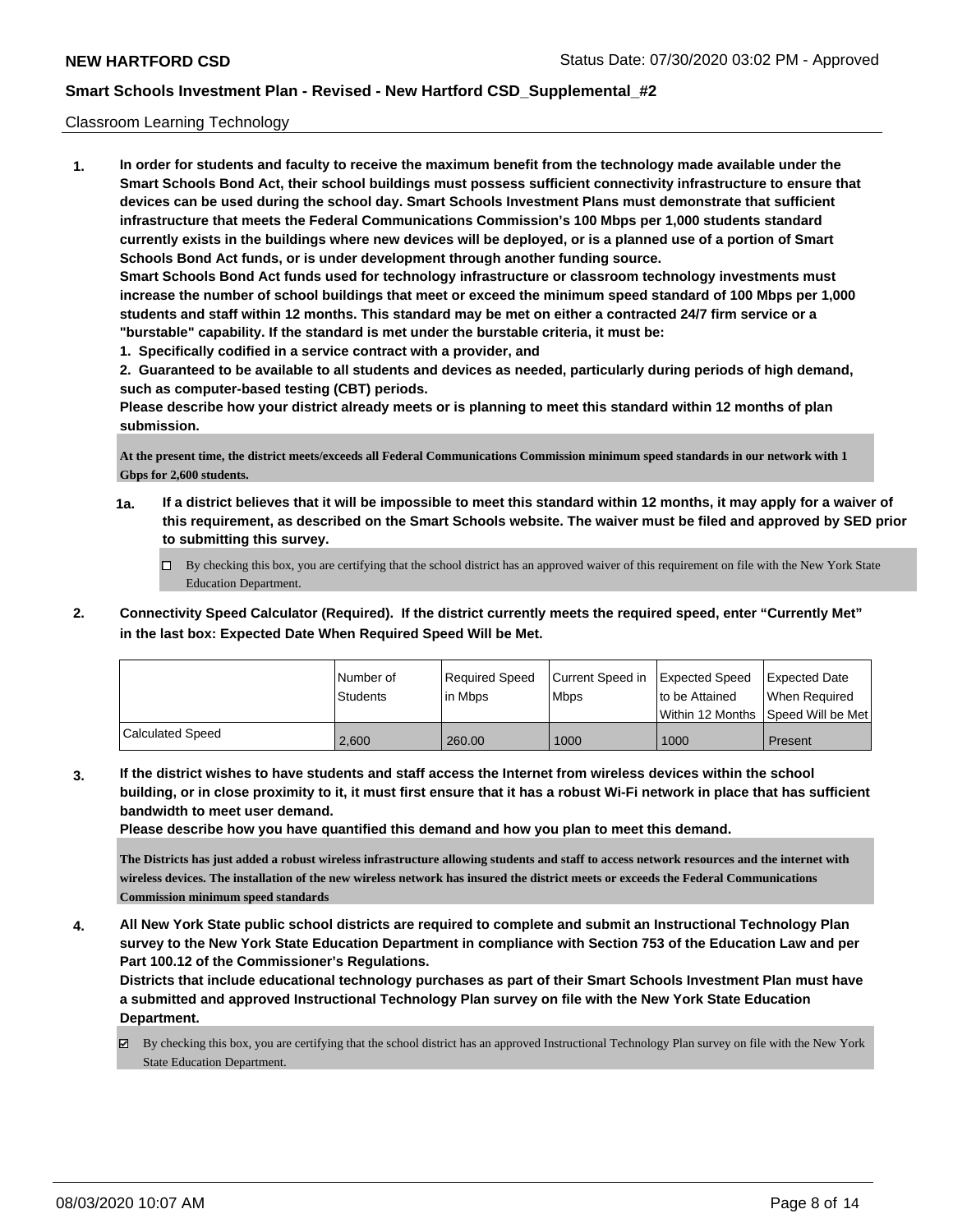Classroom Learning Technology

**1. In order for students and faculty to receive the maximum benefit from the technology made available under the Smart Schools Bond Act, their school buildings must possess sufficient connectivity infrastructure to ensure that devices can be used during the school day. Smart Schools Investment Plans must demonstrate that sufficient infrastructure that meets the Federal Communications Commission's 100 Mbps per 1,000 students standard currently exists in the buildings where new devices will be deployed, or is a planned use of a portion of Smart Schools Bond Act funds, or is under development through another funding source.**

**Smart Schools Bond Act funds used for technology infrastructure or classroom technology investments must increase the number of school buildings that meet or exceed the minimum speed standard of 100 Mbps per 1,000 students and staff within 12 months. This standard may be met on either a contracted 24/7 firm service or a "burstable" capability. If the standard is met under the burstable criteria, it must be:**

**1. Specifically codified in a service contract with a provider, and**

**2. Guaranteed to be available to all students and devices as needed, particularly during periods of high demand, such as computer-based testing (CBT) periods.**

**Please describe how your district already meets or is planning to meet this standard within 12 months of plan submission.**

**At the present time, the district meets/exceeds all Federal Communications Commission minimum speed standards in our network with 1 Gbps for 2,600 students.**

**1a. If a district believes that it will be impossible to meet this standard within 12 months, it may apply for a waiver of this requirement, as described on the Smart Schools website. The waiver must be filed and approved by SED prior to submitting this survey.**

☐ By checking this box, you are certifying that the school district has an approved waiver of this requirement on file with the New York State Education Department.

**2. Connectivity Speed Calculator (Required). If the district currently meets the required speed, enter "Currently Met" in the last box: Expected Date When Required Speed Will be Met.**

| | Number of Students | Required Speed in Mbps | Current Speed in Mbps | Expected Speed to be Attained Within 12 Months | Expected Date When Required Speed Will be Met |
|---|---|---|---|---|---|
| Calculated Speed | 2,600 | 260.00 | 1000 | 1000 | Present |

**3. If the district wishes to have students and staff access the Internet from wireless devices within the school building, or in close proximity to it, it must first ensure that it has a robust Wi-Fi network in place that has sufficient bandwidth to meet user demand.**

**Please describe how you have quantified this demand and how you plan to meet this demand.**

**The Districts has just added a robust wireless infrastructure allowing students and staff to access network resources and the internet with wireless devices. The installation of the new wireless network has insured the district meets or exceeds the Federal Communications Commission minimum speed standards**

**4. All New York State public school districts are required to complete and submit an Instructional Technology Plan survey to the New York State Education Department in compliance with Section 753 of the Education Law and per Part 100.12 of the Commissioner's Regulations.**

**Districts that include educational technology purchases as part of their Smart Schools Investment Plan must have a submitted and approved Instructional Technology Plan survey on file with the New York State Education Department.**

☑ By checking this box, you are certifying that the school district has an approved Instructional Technology Plan survey on file with the New York State Education Department.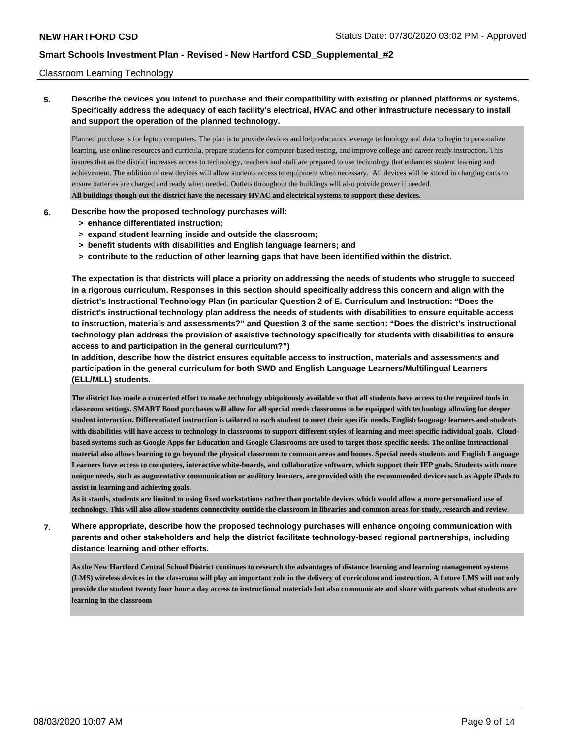Classroom Learning Technology

**5. Describe the devices you intend to purchase and their compatibility with existing or planned platforms or systems. Specifically address the adequacy of each facility's electrical, HVAC and other infrastructure necessary to install and support the operation of the planned technology.**

Planned purchase is for laptop computers. The plan is to provide devices and help educators leverage technology and data to begin to personalize learning, use online resources and curricula, prepare students for computer-based testing, and improve college and career-ready instruction. This insures that as the district increases access to technology, teachers and staff are prepared to use technology that enhances student learning and achievement. The addition of new devices will allow students access to equipment when necessary. All devices will be stored in charging carts to ensure batteries are charged and ready when needed. Outlets throughout the buildings will also provide power if needed.
**All buildings though out the district have the necessary HVAC and electrical systems to support these devices.**

**6. Describe how the proposed technology purchases will:**
- **> enhance differentiated instruction;**
- **> expand student learning inside and outside the classroom;**
- **> benefit students with disabilities and English language learners; and**
- **> contribute to the reduction of other learning gaps that have been identified within the district.**

**The expectation is that districts will place a priority on addressing the needs of students who struggle to succeed in a rigorous curriculum. Responses in this section should specifically address this concern and align with the district's Instructional Technology Plan (in particular Question 2 of E. Curriculum and Instruction: "Does the district's instructional technology plan address the needs of students with disabilities to ensure equitable access to instruction, materials and assessments?" and Question 3 of the same section: "Does the district's instructional technology plan address the provision of assistive technology specifically for students with disabilities to ensure access to and participation in the general curriculum?")**
**In addition, describe how the district ensures equitable access to instruction, materials and assessments and participation in the general curriculum for both SWD and English Language Learners/Multilingual Learners (ELL/MLL) students.**

**The district has made a concerted effort to make technology ubiquitously available so that all students have access to the required tools in classroom settings. SMART Bond purchases will allow for all special needs classrooms to be equipped with technology allowing for deeper student interaction. Differentiated instruction is tailored to each student to meet their specific needs. English language learners and students with disabilities will have access to technology in classrooms to support different styles of learning and meet specific individual goals. Cloud-based systems such as Google Apps for Education and Google Classrooms are used to target those specific needs. The online instructional material also allows learning to go beyond the physical classroom to common areas and homes. Special needs students and English Language Learners have access to computers, interactive white-boards, and collaborative software, which support their IEP goals. Students with more unique needs, such as augmentative communication or auditory learners, are provided with the recommended devices such as Apple iPads to assist in learning and achieving goals.**
**As it stands, students are limited to using fixed workstations rather than portable devices which would allow a more personalized use of technology. This will also allow students connectivity outside the classroom in libraries and common areas for study, research and review.**

**7. Where appropriate, describe how the proposed technology purchases will enhance ongoing communication with parents and other stakeholders and help the district facilitate technology-based regional partnerships, including distance learning and other efforts.**

**As the New Hartford Central School District continues to research the advantages of distance learning and learning management systems (LMS) wireless devices in the classroom will play an important role in the delivery of curriculum and instruction. A future LMS will not only provide the student twenty four hour a day access to instructional materials but also communicate and share with parents what students are learning in the classroom**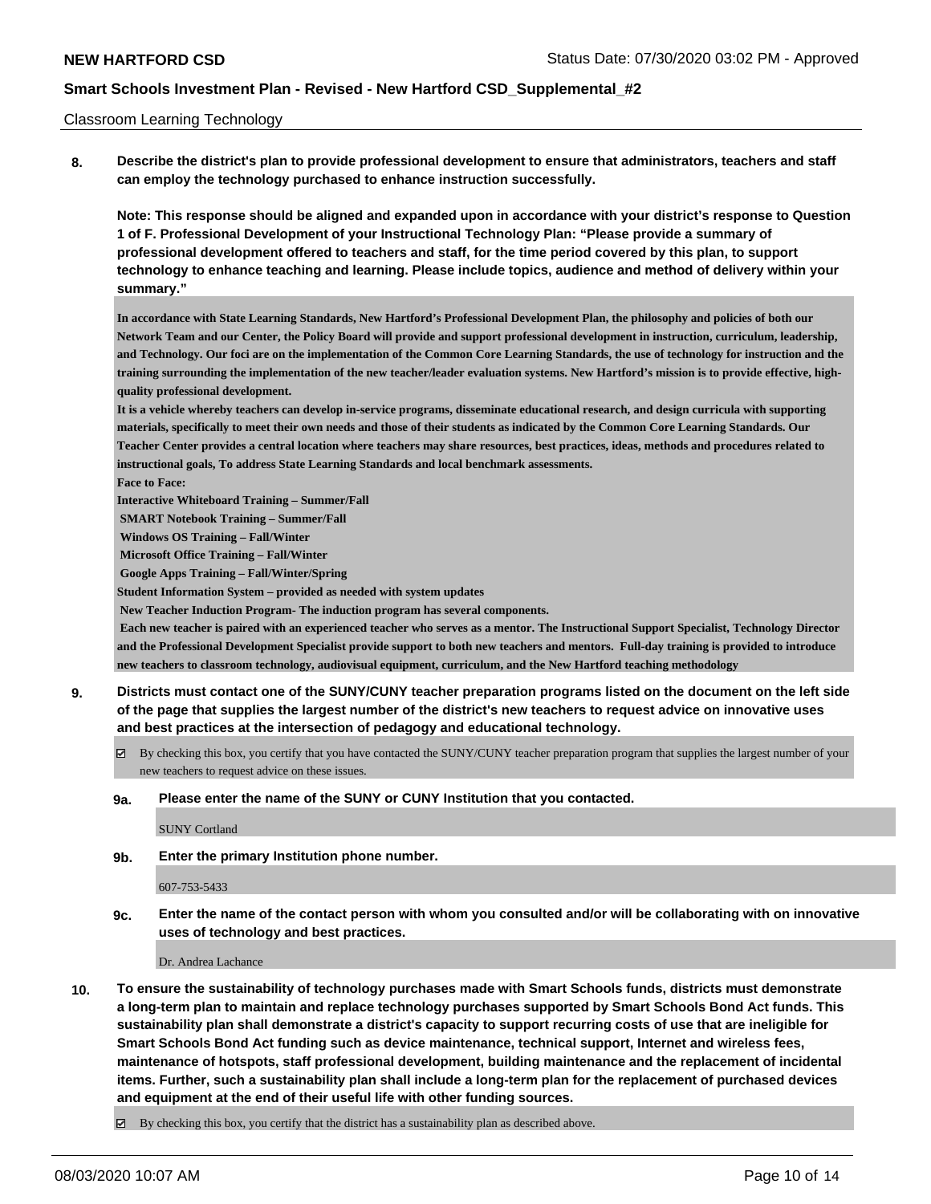Classroom Learning Technology

**8. Describe the district's plan to provide professional development to ensure that administrators, teachers and staff can employ the technology purchased to enhance instruction successfully.**

**Note: This response should be aligned and expanded upon in accordance with your district's response to Question 1 of F. Professional Development of your Instructional Technology Plan: "Please provide a summary of professional development offered to teachers and staff, for the time period covered by this plan, to support technology to enhance teaching and learning. Please include topics, audience and method of delivery within your summary."**

**In accordance with State Learning Standards, New Hartford's Professional Development Plan, the philosophy and policies of both our Network Team and our Center, the Policy Board will provide and support professional development in instruction, curriculum, leadership, and Technology. Our foci are on the implementation of the Common Core Learning Standards, the use of technology for instruction and the training surrounding the implementation of the new teacher/leader evaluation systems. New Hartford's mission is to provide effective, high-quality professional development.**

**It is a vehicle whereby teachers can develop in-service programs, disseminate educational research, and design curricula with supporting materials, specifically to meet their own needs and those of their students as indicated by the Common Core Learning Standards. Our Teacher Center provides a central location where teachers may share resources, best practices, ideas, methods and procedures related to instructional goals, To address State Learning Standards and local benchmark assessments.**

**Face to Face:**

**Interactive Whiteboard Training – Summer/Fall**

**SMART Notebook Training – Summer/Fall**

**Windows OS Training – Fall/Winter**

**Microsoft Office Training – Fall/Winter**

**Google Apps Training – Fall/Winter/Spring**

**Student Information System – provided as needed with system updates**

**New Teacher Induction Program- The induction program has several components.**

**Each new teacher is paired with an experienced teacher who serves as a mentor. The Instructional Support Specialist, Technology Director and the Professional Development Specialist provide support to both new teachers and mentors. Full-day training is provided to introduce new teachers to classroom technology, audiovisual equipment, curriculum, and the New Hartford teaching methodology**

**9. Districts must contact one of the SUNY/CUNY teacher preparation programs listed on the document on the left side of the page that supplies the largest number of the district's new teachers to request advice on innovative uses and best practices at the intersection of pedagogy and educational technology.**

☑ By checking this box, you certify that you have contacted the SUNY/CUNY teacher preparation program that supplies the largest number of your new teachers to request advice on these issues.

**9a. Please enter the name of the SUNY or CUNY Institution that you contacted.**

SUNY Cortland

**9b. Enter the primary Institution phone number.**

607-753-5433

**9c. Enter the name of the contact person with whom you consulted and/or will be collaborating with on innovative uses of technology and best practices.**

Dr. Andrea Lachance

**10. To ensure the sustainability of technology purchases made with Smart Schools funds, districts must demonstrate a long-term plan to maintain and replace technology purchases supported by Smart Schools Bond Act funds. This sustainability plan shall demonstrate a district's capacity to support recurring costs of use that are ineligible for Smart Schools Bond Act funding such as device maintenance, technical support, Internet and wireless fees, maintenance of hotspots, staff professional development, building maintenance and the replacement of incidental items. Further, such a sustainability plan shall include a long-term plan for the replacement of purchased devices and equipment at the end of their useful life with other funding sources.**

☑ By checking this box, you certify that the district has a sustainability plan as described above.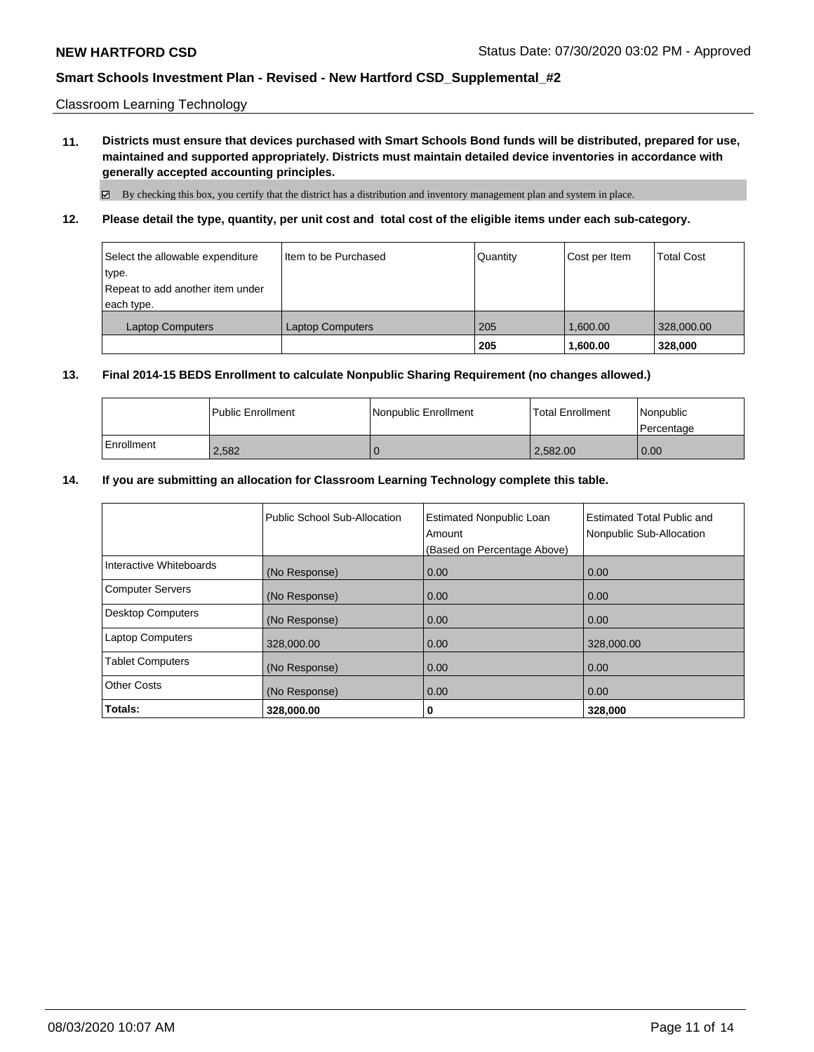Classroom Learning Technology

**11. Districts must ensure that devices purchased with Smart Schools Bond funds will be distributed, prepared for use, maintained and supported appropriately. Districts must maintain detailed device inventories in accordance with generally accepted accounting principles.**

☑ By checking this box, you certify that the district has a distribution and inventory management plan and system in place.

**12. Please detail the type, quantity, per unit cost and total cost of the eligible items under each sub-category.**

| Select the allowable expenditure type. Repeat to add another item under each type. | Item to be Purchased | Quantity | Cost per Item | Total Cost |
|---|---|---|---|---|
| Laptop Computers | Laptop Computers | 205 | 1,600.00 | 328,000.00 |
| | | **205** | **1,600.00** | **328,000** |

**13. Final 2014-15 BEDS Enrollment to calculate Nonpublic Sharing Requirement (no changes allowed.)**

| | Public Enrollment | Nonpublic Enrollment | Total Enrollment | Nonpublic Percentage |
|---|---|---|---|---|
| Enrollment | 2,582 | 0 | 2,582.00 | 0.00 |

**14. If you are submitting an allocation for Classroom Learning Technology complete this table.**

| | Public School Sub-Allocation | Estimated Nonpublic Loan Amount (Based on Percentage Above) | Estimated Total Public and Nonpublic Sub-Allocation |
|---|---|---|---|
| Interactive Whiteboards | (No Response) | 0.00 | 0.00 |
| Computer Servers | (No Response) | 0.00 | 0.00 |
| Desktop Computers | (No Response) | 0.00 | 0.00 |
| Laptop Computers | 328,000.00 | 0.00 | 328,000.00 |
| Tablet Computers | (No Response) | 0.00 | 0.00 |
| Other Costs | (No Response) | 0.00 | 0.00 |
| **Totals:** | **328,000.00** | **0** | **328,000** |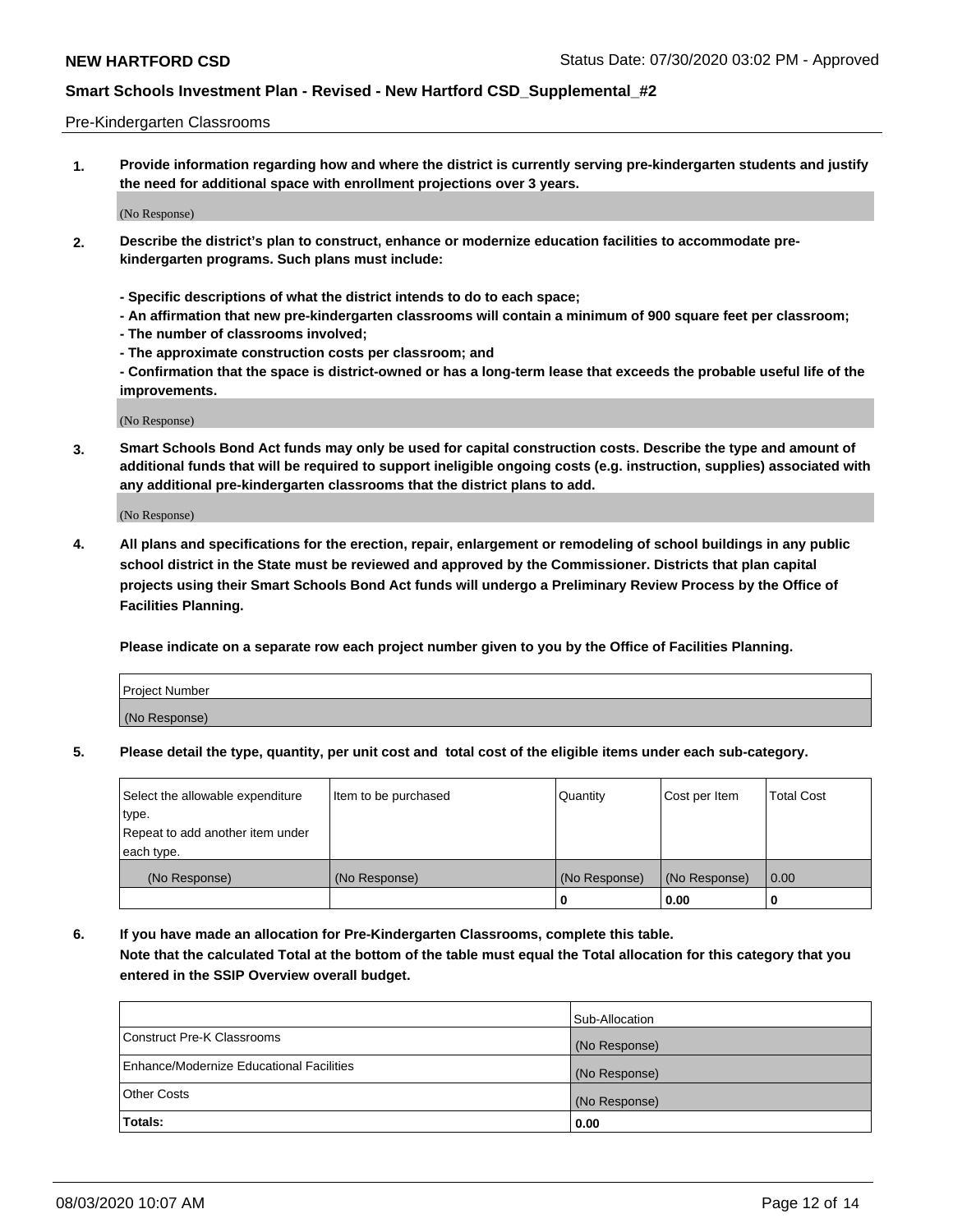Pre-Kindergarten Classrooms

**1. Provide information regarding how and where the district is currently serving pre-kindergarten students and justify the need for additional space with enrollment projections over 3 years.**

(No Response)

**2. Describe the district's plan to construct, enhance or modernize education facilities to accommodate pre-kindergarten programs. Such plans must include:**

**- Specific descriptions of what the district intends to do to each space;**
**- An affirmation that new pre-kindergarten classrooms will contain a minimum of 900 square feet per classroom;**
**- The number of classrooms involved;**
**- The approximate construction costs per classroom; and**
**- Confirmation that the space is district-owned or has a long-term lease that exceeds the probable useful life of the improvements.**

(No Response)

**3. Smart Schools Bond Act funds may only be used for capital construction costs. Describe the type and amount of additional funds that will be required to support ineligible ongoing costs (e.g. instruction, supplies) associated with any additional pre-kindergarten classrooms that the district plans to add.**

(No Response)

**4. All plans and specifications for the erection, repair, enlargement or remodeling of school buildings in any public school district in the State must be reviewed and approved by the Commissioner. Districts that plan capital projects using their Smart Schools Bond Act funds will undergo a Preliminary Review Process by the Office of Facilities Planning.**

**Please indicate on a separate row each project number given to you by the Office of Facilities Planning.**

| Project Number |
| --- |
| (No Response) |

**5. Please detail the type, quantity, per unit cost and total cost of the eligible items under each sub-category.**

| Select the allowable expenditure type. Repeat to add another item under each type. | Item to be purchased | Quantity | Cost per Item | Total Cost |
| --- | --- | --- | --- | --- |
| (No Response) | (No Response) | (No Response) | (No Response) | 0.00 |
| | | 0 | 0.00 | 0 |

**6. If you have made an allocation for Pre-Kindergarten Classrooms, complete this table. Note that the calculated Total at the bottom of the table must equal the Total allocation for this category that you entered in the SSIP Overview overall budget.**

| | Sub-Allocation |
| --- | --- |
| Construct Pre-K Classrooms | (No Response) |
| Enhance/Modernize Educational Facilities | (No Response) |
| Other Costs | (No Response) |
| **Totals:** | **0.00** |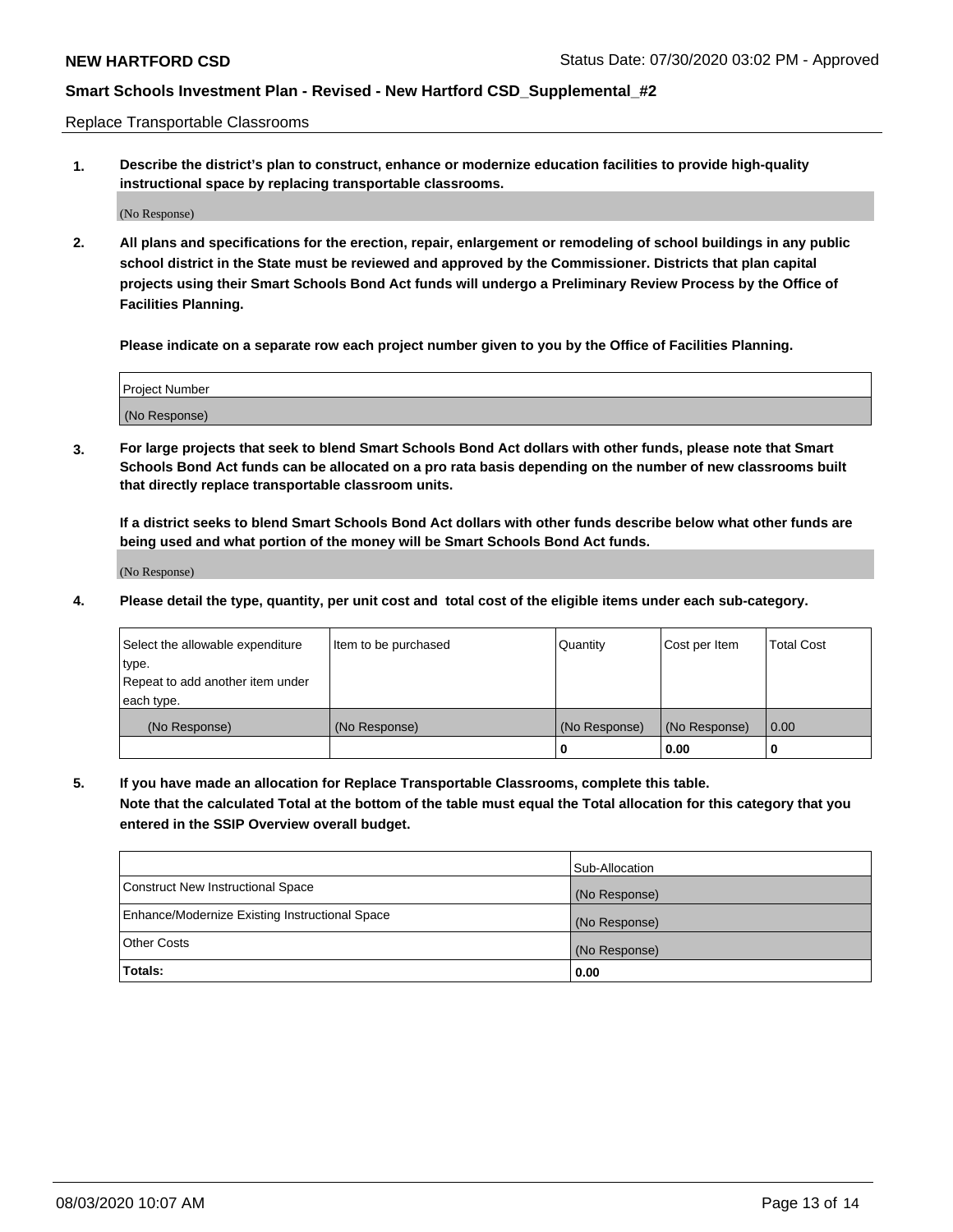Replace Transportable Classrooms

1. **Describe the district's plan to construct, enhance or modernize education facilities to provide high-quality instructional space by replacing transportable classrooms.**

(No Response)

2. **All plans and specifications for the erection, repair, enlargement or remodeling of school buildings in any public school district in the State must be reviewed and approved by the Commissioner. Districts that plan capital projects using their Smart Schools Bond Act funds will undergo a Preliminary Review Process by the Office of Facilities Planning.**

   **Please indicate on a separate row each project number given to you by the Office of Facilities Planning.**

| Project Number |
|---|
| (No Response) |

3. **For large projects that seek to blend Smart Schools Bond Act dollars with other funds, please note that Smart Schools Bond Act funds can be allocated on a pro rata basis depending on the number of new classrooms built that directly replace transportable classroom units.**

   **If a district seeks to blend Smart Schools Bond Act dollars with other funds describe below what other funds are being used and what portion of the money will be Smart Schools Bond Act funds.**

(No Response)

4. **Please detail the type, quantity, per unit cost and total cost of the eligible items under each sub-category.**

| Select the allowable expenditure type. Repeat to add another item under each type. | Item to be purchased | Quantity | Cost per Item | Total Cost |
|---|---|---|---|---|
| (No Response) | (No Response) | (No Response) | (No Response) | 0.00 |
| | | 0 | 0.00 | 0 |

5. **If you have made an allocation for Replace Transportable Classrooms, complete this table. Note that the calculated Total at the bottom of the table must equal the Total allocation for this category that you entered in the SSIP Overview overall budget.**

| | Sub-Allocation |
|---|---|
| Construct New Instructional Space | (No Response) |
| Enhance/Modernize Existing Instructional Space | (No Response) |
| Other Costs | (No Response) |
| **Totals:** | **0.00** |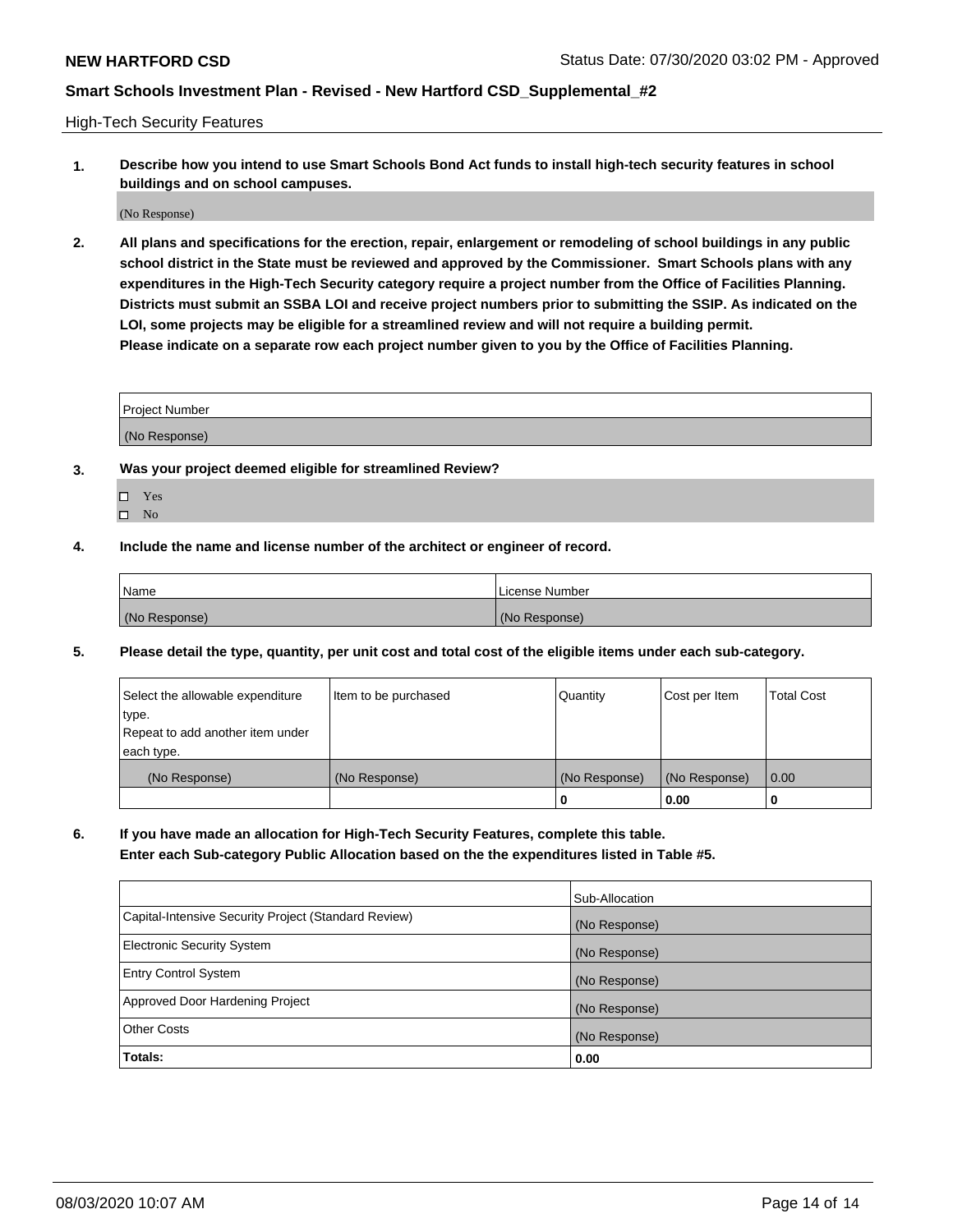High-Tech Security Features

**1. Describe how you intend to use Smart Schools Bond Act funds to install high-tech security features in school buildings and on school campuses.**

(No Response)

**2. All plans and specifications for the erection, repair, enlargement or remodeling of school buildings in any public school district in the State must be reviewed and approved by the Commissioner. Smart Schools plans with any expenditures in the High-Tech Security category require a project number from the Office of Facilities Planning. Districts must submit an SSBA LOI and receive project numbers prior to submitting the SSIP. As indicated on the LOI, some projects may be eligible for a streamlined review and will not require a building permit. Please indicate on a separate row each project number given to you by the Office of Facilities Planning.**

| Project Number |
| --- |
| (No Response) |

**3. Was your project deemed eligible for streamlined Review?**

- ☐ Yes
- ☐ No

**4. Include the name and license number of the architect or engineer of record.**

| Name | License Number |
| --- | --- |
| (No Response) | (No Response) |

**5. Please detail the type, quantity, per unit cost and total cost of the eligible items under each sub-category.**

| Select the allowable expenditure type. Repeat to add another item under each type. | Item to be purchased | Quantity | Cost per Item | Total Cost |
| --- | --- | --- | --- | --- |
| (No Response) | (No Response) | (No Response) | (No Response) | 0.00 |
| | | 0 | 0.00 | 0 |

**6. If you have made an allocation for High-Tech Security Features, complete this table. Enter each Sub-category Public Allocation based on the the expenditures listed in Table #5.**

| | Sub-Allocation |
| --- | --- |
| Capital-Intensive Security Project (Standard Review) | (No Response) |
| Electronic Security System | (No Response) |
| Entry Control System | (No Response) |
| Approved Door Hardening Project | (No Response) |
| Other Costs | (No Response) |
| **Totals:** | **0.00** |